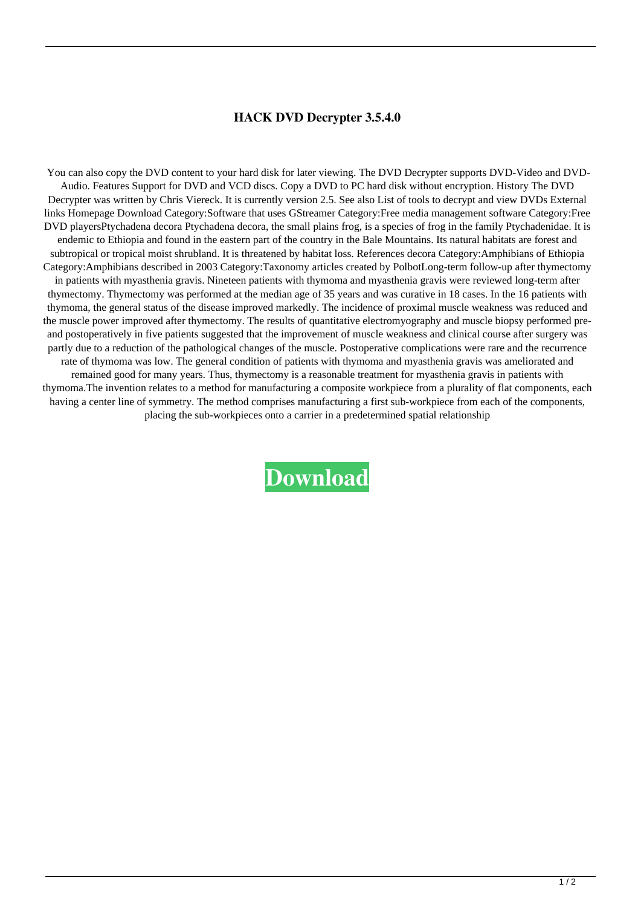# HACK DVD Decrypter 3.5.4.0

You can also copy the DVD content to your hard disk for later viewing. The DVD Decrypter supports DVD-Video and DVD-Audio. Features Support for DVD and VCD discs. Copy a DVD to PC hard disk without encryption. History The DVD Decrypter was written by Chris Viereck. It is currently version 2.5. See also List of tools to decrypt and view DVDs External links Homepage Download Category:Software that uses GStreamer Category:Free media management software Category:Free DVD playersPtychadena decora Ptychadena decora, the small plains frog, is a species of frog in the family Ptychadenidae. It is endemic to Ethiopia and found in the eastern part of the country in the Bale Mountains. Its natural habitats are forest and subtropical or tropical moist shrubland. It is threatened by habitat loss. References decora Category:Amphibians of Ethiopia Category:Amphibians described in 2003 Category:Taxonomy articles created by PolbotLong-term follow-up after thymectomy in patients with myasthenia gravis. Nineteen patients with thymoma and myasthenia gravis were reviewed long-term after thymectomy. Thymectomy was performed at the median age of 35 years and was curative in 18 cases. In the 16 patients with thymoma, the general status of the disease improved markedly. The incidence of proximal muscle weakness was reduced and the muscle power improved after thymectomy. The results of quantitative electromyography and muscle biopsy performed pre- and postoperatively in five patients suggested that the improvement of muscle weakness and clinical course after surgery was partly due to a reduction of the pathological changes of the muscle. Postoperative complications were rare and the recurrence rate of thymoma was low. The general condition of patients with thymoma and myasthenia gravis was ameliorated and remained good for many years. Thus, thymectomy is a reasonable treatment for myasthenia gravis in patients with thymoma.The invention relates to a method for manufacturing a composite workpiece from a plurality of flat components, each having a center line of symmetry. The method comprises manufacturing a first sub-workpiece from each of the components, placing the sub-workpieces onto a carrier in a predetermined spatial relationship

**Download**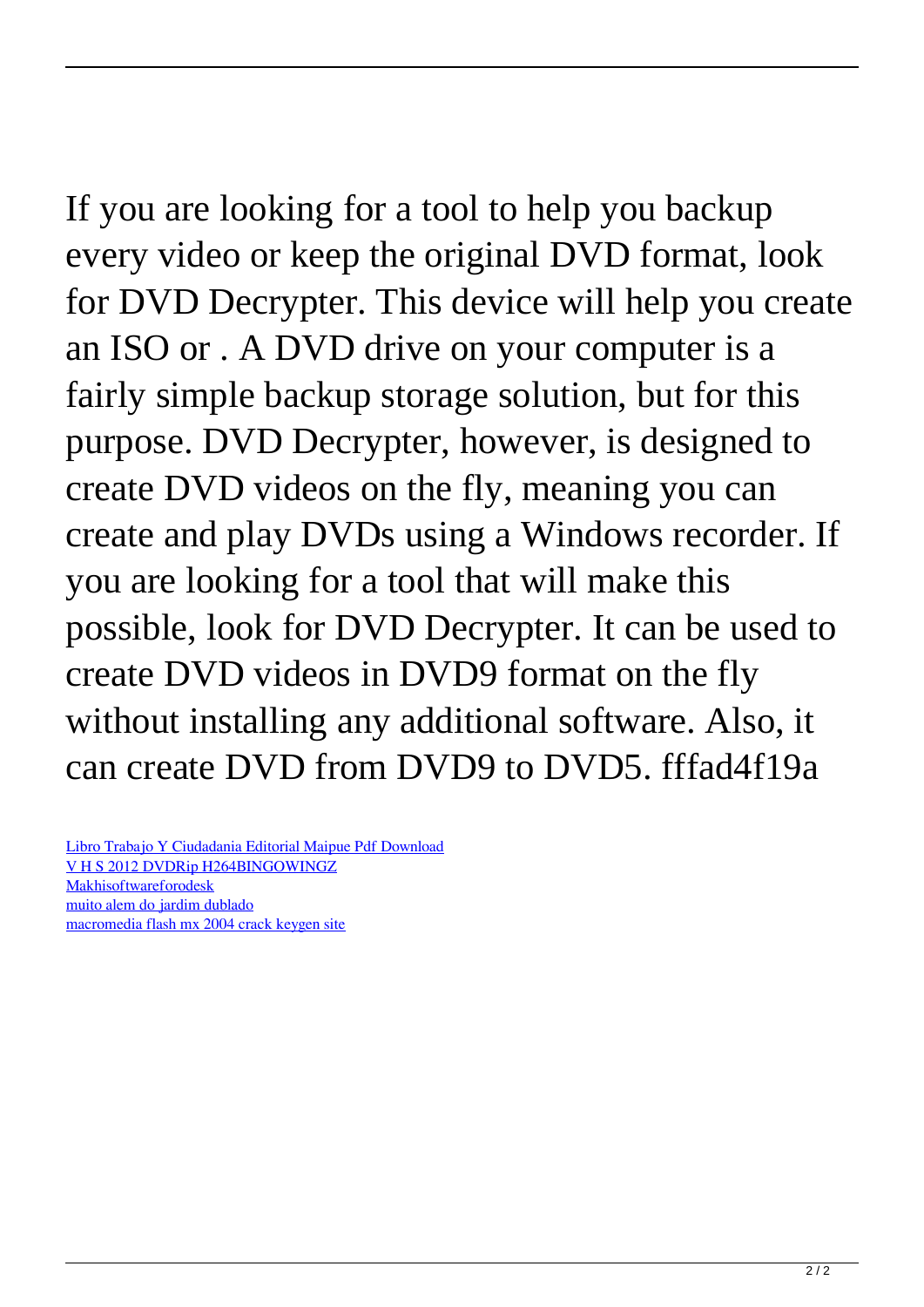If you are looking for a tool to help you backup every video or keep the original DVD format, look for DVD Decrypter. This device will help you create an ISO or . A DVD drive on your computer is a fairly simple backup storage solution, but for this purpose. DVD Decrypter, however, is designed to create DVD videos on the fly, meaning you can create and play DVDs using a Windows recorder. If you are looking for a tool that will make this possible, look for DVD Decrypter. It can be used to create DVD videos in DVD9 format on the fly without installing any additional software. Also, it can create DVD from DVD9 to DVD5. fffad4f19a

Libro Trabajo Y Ciudadania Editorial Maipue Pdf Download
V H S 2012 DVDRip H264BINGOWINGZ
Makhisoftwareforodesk
muito alem do jardim dublado
macromedia flash mx 2004 crack keygen site